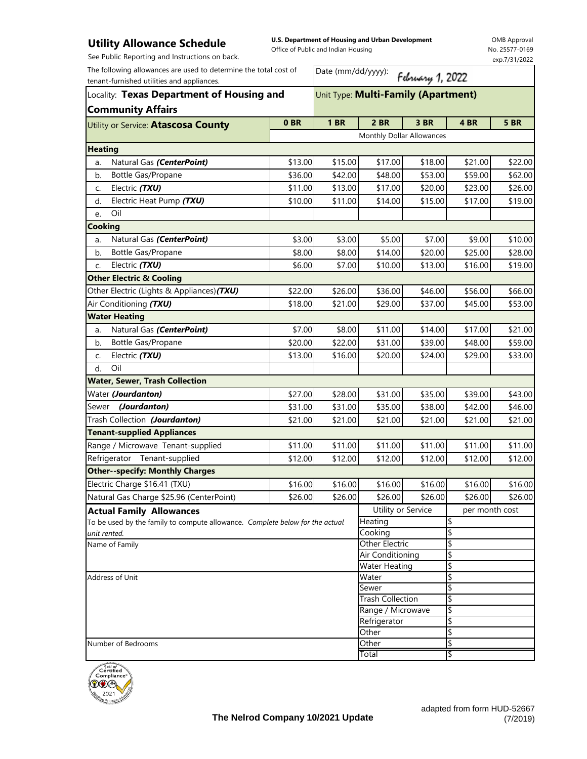## Utility Allowance Schedule

See Public Reporting and Instructions on back.

**U.S. Department of Housing and Urban Development**
Office of Public and Indian Housing

OMB Approval No. 25577-0169 exp.7/31/2022

The following allowances are used to determine the total cost of tenant-furnished utilities and appliances.

Date (mm/dd/yyyy): February 1, 2022

Locality: **Texas Department of Housing and Community Affairs**

Unit Type: **Multi-Family (Apartment)**

| Utility or Service: **Atascosa County** | 0 BR | 1 BR | 2 BR | 3 BR | 4 BR | 5 BR |
|---|---|---|---|---|---|---|
| | Monthly Dollar Allowances | | | | | |
| **Heating** | | | | | | |
| a. Natural Gas ***(CenterPoint)*** | $13.00 | $15.00 | $17.00 | $18.00 | $21.00 | $22.00 |
| b. Bottle Gas/Propane | $36.00 | $42.00 | $48.00 | $53.00 | $59.00 | $62.00 |
| c. Electric ***(TXU)*** | $11.00 | $13.00 | $17.00 | $20.00 | $23.00 | $26.00 |
| d. Electric Heat Pump ***(TXU)*** | $10.00 | $11.00 | $14.00 | $15.00 | $17.00 | $19.00 |
| e. Oil | | | | | | |
| **Cooking** | | | | | | |
| a. Natural Gas ***(CenterPoint)*** | $3.00 | $3.00 | $5.00 | $7.00 | $9.00 | $10.00 |
| b. Bottle Gas/Propane | $8.00 | $8.00 | $14.00 | $20.00 | $25.00 | $28.00 |
| c. Electric ***(TXU)*** | $6.00 | $7.00 | $10.00 | $13.00 | $16.00 | $19.00 |
| **Other Electric & Cooling** | | | | | | |
| Other Electric (Lights & Appliances) ***(TXU)*** | $22.00 | $26.00 | $36.00 | $46.00 | $56.00 | $66.00 |
| Air Conditioning ***(TXU)*** | $18.00 | $21.00 | $29.00 | $37.00 | $45.00 | $53.00 |
| **Water Heating** | | | | | | |
| a. Natural Gas ***(CenterPoint)*** | $7.00 | $8.00 | $11.00 | $14.00 | $17.00 | $21.00 |
| b. Bottle Gas/Propane | $20.00 | $22.00 | $31.00 | $39.00 | $48.00 | $59.00 |
| c. Electric ***(TXU)*** | $13.00 | $16.00 | $20.00 | $24.00 | $29.00 | $33.00 |
| d. Oil | | | | | | |
| **Water, Sewer, Trash Collection** | | | | | | |
| Water ***(Jourdanton)*** | $27.00 | $28.00 | $31.00 | $35.00 | $39.00 | $43.00 |
| Sewer ***(Jourdanton)*** | $31.00 | $31.00 | $35.00 | $38.00 | $42.00 | $46.00 |
| Trash Collection ***(Jourdanton)*** | $21.00 | $21.00 | $21.00 | $21.00 | $21.00 | $21.00 |
| **Tenant-supplied Appliances** | | | | | | |
| Range / Microwave Tenant-supplied | $11.00 | $11.00 | $11.00 | $11.00 | $11.00 | $11.00 |
| Refrigerator Tenant-supplied | $12.00 | $12.00 | $12.00 | $12.00 | $12.00 | $12.00 |
| **Other--specify: Monthly Charges** | | | | | | |
| Electric Charge $16.41 (TXU) | $16.00 | $16.00 | $16.00 | $16.00 | $16.00 | $16.00 |
| Natural Gas Charge $25.96 (CenterPoint) | $26.00 | $26.00 | $26.00 | $26.00 | $26.00 | $26.00 |

**Actual Family Allowances**

To be used by the family to compute allowance. *Complete below for the actual unit rented.*

Name of Family

Address of Unit

Number of Bedrooms

| Utility or Service | per month cost |
|---|---|
| Heating | $ |
| Cooking | $ |
| Other Electric | $ |
| Air Conditioning | $ |
| Water Heating | $ |
| Water | $ |
| Sewer | $ |
| Trash Collection | $ |
| Range / Microwave | $ |
| Refrigerator | $ |
| Other | $ |
| Other | $ |
| Total | $ |

**The Nelrod Company 10/2021 Update**

adapted from form HUD-52667 (7/2019)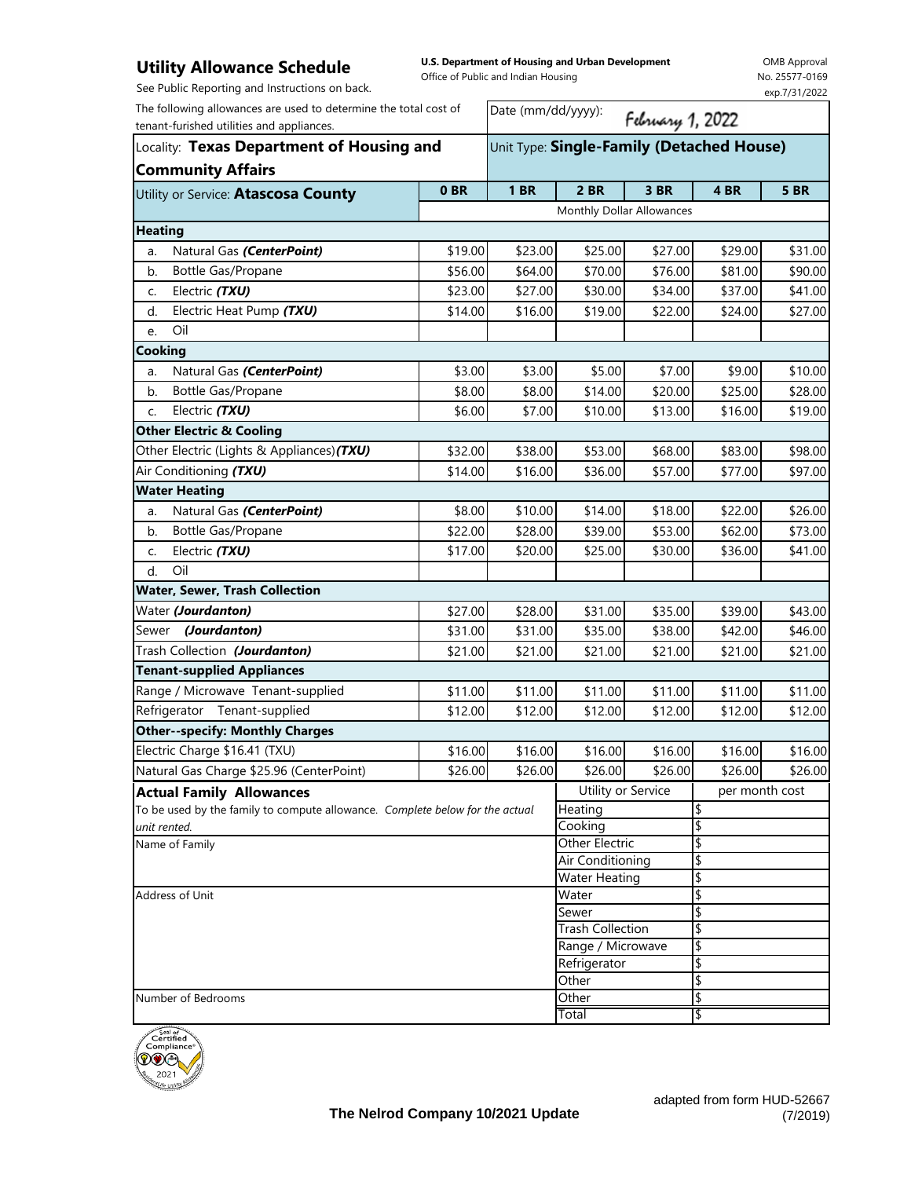# Utility Allowance Schedule

See Public Reporting and Instructions on back.

**U.S. Department of Housing and Urban Development**
Office of Public and Indian Housing

OMB Approval No. 25577-0169 exp.7/31/2022

| The following allowances are used to determine the total cost of tenant-furished utilities and appliances. | | Date (mm/dd/yyyy): February 1, 2022 | | | | |
|---|---|---|---|---|---|---|
| Locality: **Texas Department of Housing and Community Affairs** | | Unit Type: **Single-Family (Detached House)** | | | | |
| Utility or Service: **Atascosa County** | **0 BR** | **1 BR** | **2 BR** | **3 BR** | **4 BR** | **5 BR** |
| | Monthly Dollar Allowances | | | | | |
| **Heating** | | | | | | |
| a. Natural Gas ***(CenterPoint)*** | $19.00 | $23.00 | $25.00 | $27.00 | $29.00 | $31.00 |
| b. Bottle Gas/Propane | $56.00 | $64.00 | $70.00 | $76.00 | $81.00 | $90.00 |
| c. Electric ***(TXU)*** | $23.00 | $27.00 | $30.00 | $34.00 | $37.00 | $41.00 |
| d. Electric Heat Pump ***(TXU)*** | $14.00 | $16.00 | $19.00 | $22.00 | $24.00 | $27.00 |
| e. Oil | | | | | | |
| **Cooking** | | | | | | |
| a. Natural Gas ***(CenterPoint)*** | $3.00 | $3.00 | $5.00 | $7.00 | $9.00 | $10.00 |
| b. Bottle Gas/Propane | $8.00 | $8.00 | $14.00 | $20.00 | $25.00 | $28.00 |
| c. Electric ***(TXU)*** | $6.00 | $7.00 | $10.00 | $13.00 | $16.00 | $19.00 |
| **Other Electric & Cooling** | | | | | | |
| Other Electric (Lights & Appliances) ***(TXU)*** | $32.00 | $38.00 | $53.00 | $68.00 | $83.00 | $98.00 |
| Air Conditioning ***(TXU)*** | $14.00 | $16.00 | $36.00 | $57.00 | $77.00 | $97.00 |
| **Water Heating** | | | | | | |
| a. Natural Gas ***(CenterPoint)*** | $8.00 | $10.00 | $14.00 | $18.00 | $22.00 | $26.00 |
| b. Bottle Gas/Propane | $22.00 | $28.00 | $39.00 | $53.00 | $62.00 | $73.00 |
| c. Electric ***(TXU)*** | $17.00 | $20.00 | $25.00 | $30.00 | $36.00 | $41.00 |
| d. Oil | | | | | | |
| **Water, Sewer, Trash Collection** | | | | | | |
| Water ***(Jourdanton)*** | $27.00 | $28.00 | $31.00 | $35.00 | $39.00 | $43.00 |
| Sewer ***(Jourdanton)*** | $31.00 | $31.00 | $35.00 | $38.00 | $42.00 | $46.00 |
| Trash Collection ***(Jourdanton)*** | $21.00 | $21.00 | $21.00 | $21.00 | $21.00 | $21.00 |
| **Tenant-supplied Appliances** | | | | | | |
| Range / Microwave Tenant-supplied | $11.00 | $11.00 | $11.00 | $11.00 | $11.00 | $11.00 |
| Refrigerator Tenant-supplied | $12.00 | $12.00 | $12.00 | $12.00 | $12.00 | $12.00 |
| **Other--specify: Monthly Charges** | | | | | | |
| Electric Charge $16.41 (TXU) | $16.00 | $16.00 | $16.00 | $16.00 | $16.00 | $16.00 |
| Natural Gas Charge $25.96 (CenterPoint) | $26.00 | $26.00 | $26.00 | $26.00 | $26.00 | $26.00 |

**Actual Family Allowances**

To be used by the family to compute allowance. *Complete below for the actual unit rented.*

Name of Family

Address of Unit

Number of Bedrooms

| Utility or Service | per month cost |
|---|---|
| Heating | $ |
| Cooking | $ |
| Other Electric | $ |
| Air Conditioning | $ |
| Water Heating | $ |
| Water | $ |
| Sewer | $ |
| Trash Collection | $ |
| Range / Microwave | $ |
| Refrigerator | $ |
| Other | $ |
| Other | $ |
| Total | $ |

Seal of Certified Compliance 2021

**The Nelrod Company 10/2021 Update**

adapted from form HUD-52667 (7/2019)